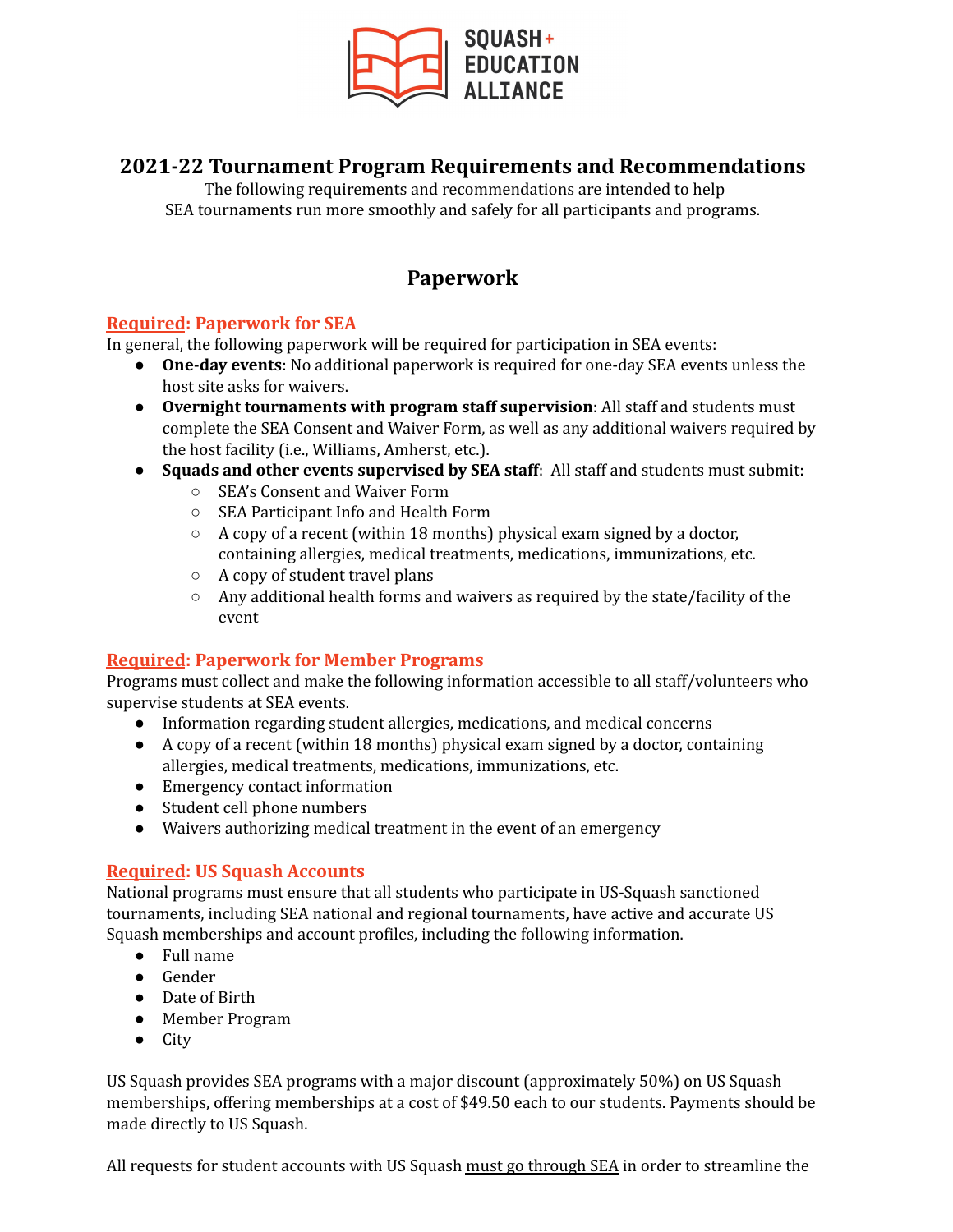# 2021-22 Tournament Program Requirements and Recommendations

The following requirements and recommendations are intended to help SEA tournaments run more smoothly and safely for all participants and programs.

## Paperwork

### Required: Paperwork for SEA

In general, the following paperwork will be required for participation in SEA events:

- **One-day events**: No additional paperwork is required for one-day SEA events unless the host site asks for waivers.
- **Overnight tournaments with program staff supervision**: All staff and students must complete the SEA Consent and Waiver Form, as well as any additional waivers required by the host facility (i.e., Williams, Amherst, etc.).
- **Squads and other events supervised by SEA staff**: All staff and students must submit:
  - SEA's Consent and Waiver Form
  - SEA Participant Info and Health Form
  - A copy of a recent (within 18 months) physical exam signed by a doctor, containing allergies, medical treatments, medications, immunizations, etc.
  - A copy of student travel plans
  - Any additional health forms and waivers as required by the state/facility of the event

### Required: Paperwork for Member Programs

Programs must collect and make the following information accessible to all staff/volunteers who supervise students at SEA events.

- Information regarding student allergies, medications, and medical concerns
- A copy of a recent (within 18 months) physical exam signed by a doctor, containing allergies, medical treatments, medications, immunizations, etc.
- Emergency contact information
- Student cell phone numbers
- Waivers authorizing medical treatment in the event of an emergency

### Required: US Squash Accounts

National programs must ensure that all students who participate in US-Squash sanctioned tournaments, including SEA national and regional tournaments, have active and accurate US Squash memberships and account profiles, including the following information.

- Full name
- Gender
- Date of Birth
- Member Program
- City

US Squash provides SEA programs with a major discount (approximately 50%) on US Squash memberships, offering memberships at a cost of $49.50 each to our students. Payments should be made directly to US Squash.

All requests for student accounts with US Squash must go through SEA in order to streamline the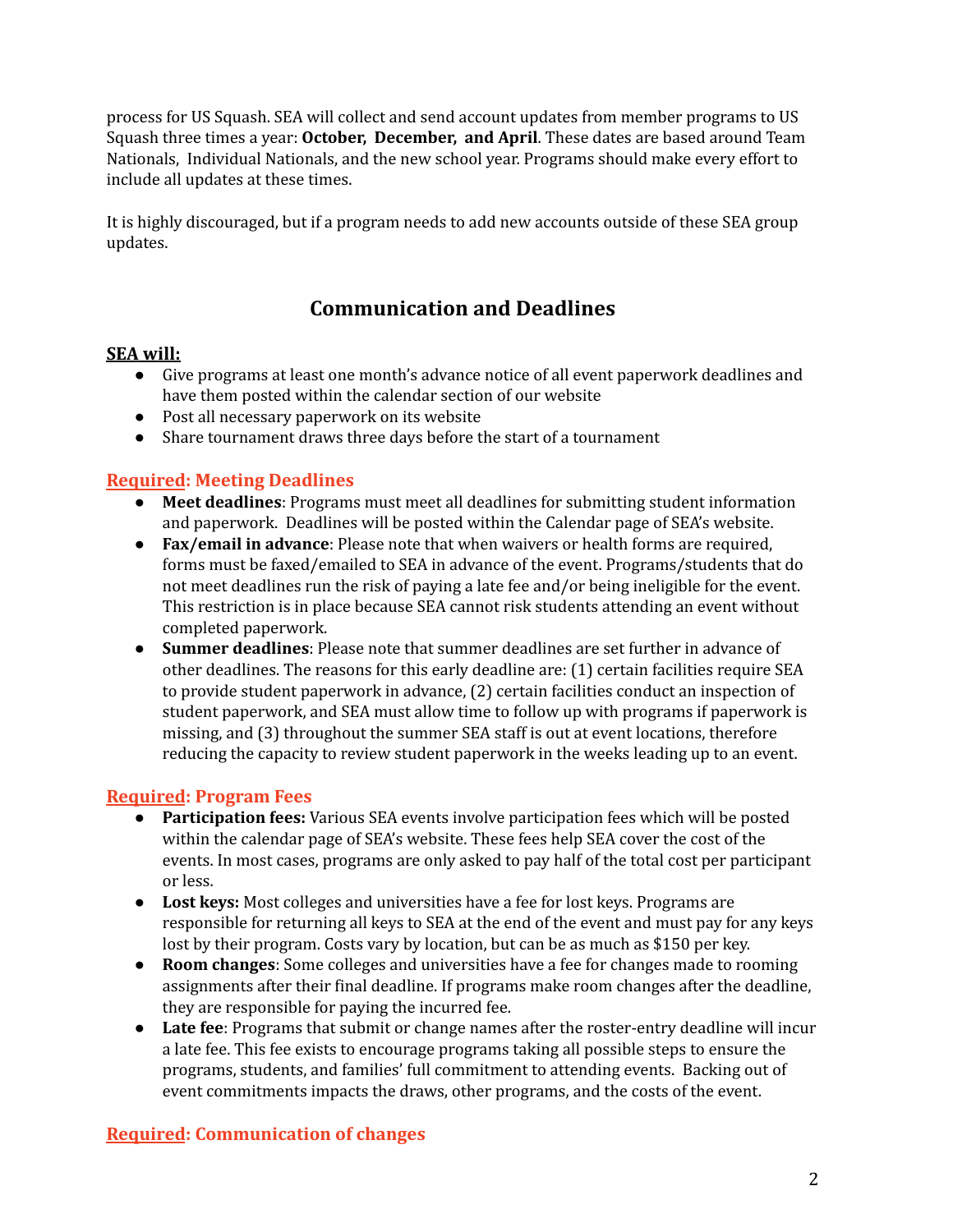process for US Squash. SEA will collect and send account updates from member programs to US Squash three times a year: **October, December, and April**. These dates are based around Team Nationals, Individual Nationals, and the new school year. Programs should make every effort to include all updates at these times.

It is highly discouraged, but if a program needs to add new accounts outside of these SEA group updates.

## Communication and Deadlines

**SEA will:**

- Give programs at least one month's advance notice of all event paperwork deadlines and have them posted within the calendar section of our website
- Post all necessary paperwork on its website
- Share tournament draws three days before the start of a tournament

### Required: Meeting Deadlines

- **Meet deadlines**: Programs must meet all deadlines for submitting student information and paperwork. Deadlines will be posted within the Calendar page of SEA's website.
- **Fax/email in advance**: Please note that when waivers or health forms are required, forms must be faxed/emailed to SEA in advance of the event. Programs/students that do not meet deadlines run the risk of paying a late fee and/or being ineligible for the event. This restriction is in place because SEA cannot risk students attending an event without completed paperwork.
- **Summer deadlines**: Please note that summer deadlines are set further in advance of other deadlines. The reasons for this early deadline are: (1) certain facilities require SEA to provide student paperwork in advance, (2) certain facilities conduct an inspection of student paperwork, and SEA must allow time to follow up with programs if paperwork is missing, and (3) throughout the summer SEA staff is out at event locations, therefore reducing the capacity to review student paperwork in the weeks leading up to an event.

### Required: Program Fees

- **Participation fees:** Various SEA events involve participation fees which will be posted within the calendar page of SEA's website. These fees help SEA cover the cost of the events. In most cases, programs are only asked to pay half of the total cost per participant or less.
- **Lost keys:** Most colleges and universities have a fee for lost keys. Programs are responsible for returning all keys to SEA at the end of the event and must pay for any keys lost by their program. Costs vary by location, but can be as much as $150 per key.
- **Room changes**: Some colleges and universities have a fee for changes made to rooming assignments after their final deadline. If programs make room changes after the deadline, they are responsible for paying the incurred fee.
- **Late fee**: Programs that submit or change names after the roster-entry deadline will incur a late fee. This fee exists to encourage programs taking all possible steps to ensure the programs, students, and families' full commitment to attending events. Backing out of event commitments impacts the draws, other programs, and the costs of the event.

### Required: Communication of changes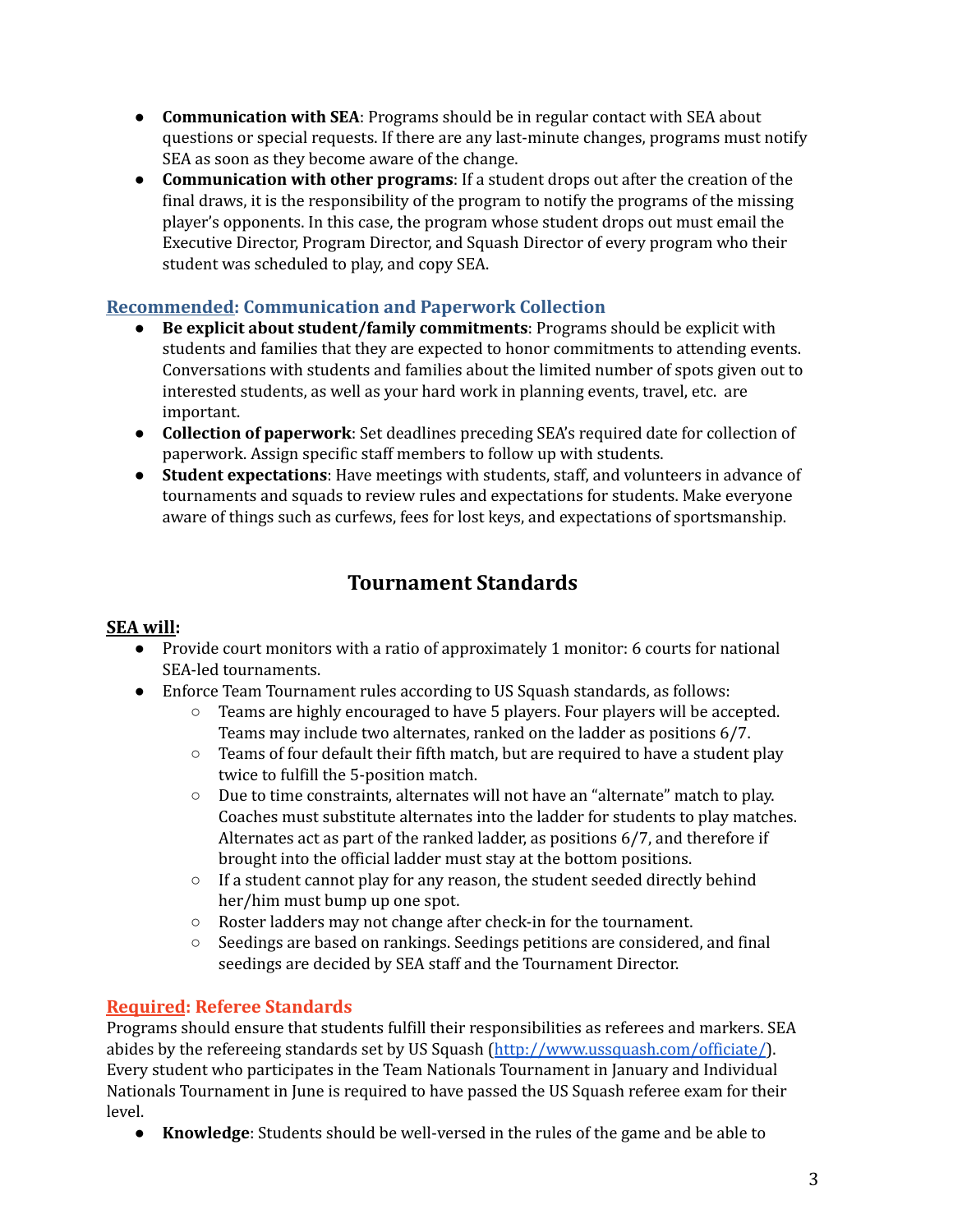- **Communication with SEA**: Programs should be in regular contact with SEA about questions or special requests. If there are any last-minute changes, programs must notify SEA as soon as they become aware of the change.
- **Communication with other programs**: If a student drops out after the creation of the final draws, it is the responsibility of the program to notify the programs of the missing player's opponents. In this case, the program whose student drops out must email the Executive Director, Program Director, and Squash Director of every program who their student was scheduled to play, and copy SEA.

### Recommended: Communication and Paperwork Collection

- **Be explicit about student/family commitments**: Programs should be explicit with students and families that they are expected to honor commitments to attending events. Conversations with students and families about the limited number of spots given out to interested students, as well as your hard work in planning events, travel, etc. are important.
- **Collection of paperwork**: Set deadlines preceding SEA's required date for collection of paperwork. Assign specific staff members to follow up with students.
- **Student expectations**: Have meetings with students, staff, and volunteers in advance of tournaments and squads to review rules and expectations for students. Make everyone aware of things such as curfews, fees for lost keys, and expectations of sportsmanship.

## Tournament Standards

**SEA will:**

- Provide court monitors with a ratio of approximately 1 monitor: 6 courts for national SEA-led tournaments.
- Enforce Team Tournament rules according to US Squash standards, as follows:
  - Teams are highly encouraged to have 5 players. Four players will be accepted. Teams may include two alternates, ranked on the ladder as positions 6/7.
  - Teams of four default their fifth match, but are required to have a student play twice to fulfill the 5-position match.
  - Due to time constraints, alternates will not have an "alternate" match to play. Coaches must substitute alternates into the ladder for students to play matches. Alternates act as part of the ranked ladder, as positions 6/7, and therefore if brought into the official ladder must stay at the bottom positions.
  - If a student cannot play for any reason, the student seeded directly behind her/him must bump up one spot.
  - Roster ladders may not change after check-in for the tournament.
  - Seedings are based on rankings. Seedings petitions are considered, and final seedings are decided by SEA staff and the Tournament Director.

### Required: Referee Standards

Programs should ensure that students fulfill their responsibilities as referees and markers. SEA abides by the refereeing standards set by US Squash (http://www.ussquash.com/officiate/). Every student who participates in the Team Nationals Tournament in January and Individual Nationals Tournament in June is required to have passed the US Squash referee exam for their level.

- **Knowledge**: Students should be well-versed in the rules of the game and be able to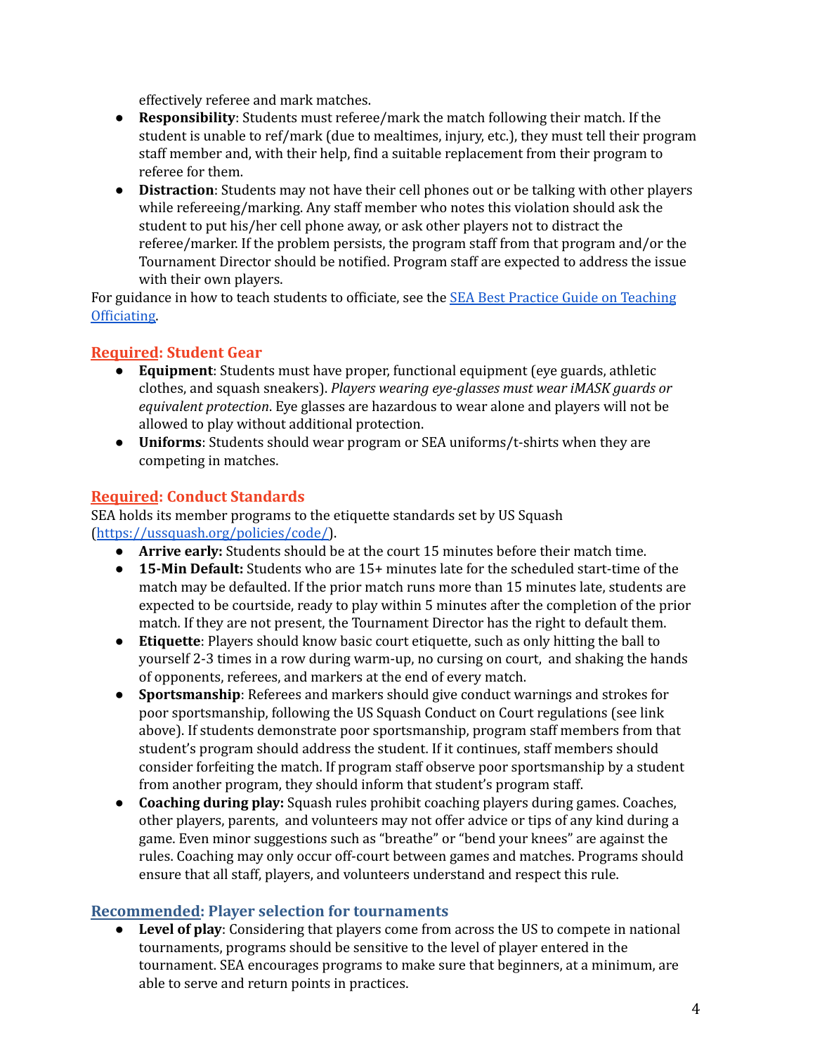effectively referee and mark matches.

- **Responsibility**: Students must referee/mark the match following their match. If the student is unable to ref/mark (due to mealtimes, injury, etc.), they must tell their program staff member and, with their help, find a suitable replacement from their program to referee for them.
- **Distraction**: Students may not have their cell phones out or be talking with other players while refereeing/marking. Any staff member who notes this violation should ask the student to put his/her cell phone away, or ask other players not to distract the referee/marker. If the problem persists, the program staff from that program and/or the Tournament Director should be notified. Program staff are expected to address the issue with their own players.

For guidance in how to teach students to officiate, see the [SEA Best Practice Guide on Teaching Officiating](#).

### Required: Student Gear

- **Equipment**: Students must have proper, functional equipment (eye guards, athletic clothes, and squash sneakers). *Players wearing eye-glasses must wear iMASK guards or equivalent protection*. Eye glasses are hazardous to wear alone and players will not be allowed to play without additional protection.
- **Uniforms**: Students should wear program or SEA uniforms/t-shirts when they are competing in matches.

### Required: Conduct Standards

SEA holds its member programs to the etiquette standards set by US Squash (https://ussquash.org/policies/code/).

- **Arrive early:** Students should be at the court 15 minutes before their match time.
- **15-Min Default:** Students who are 15+ minutes late for the scheduled start-time of the match may be defaulted. If the prior match runs more than 15 minutes late, students are expected to be courtside, ready to play within 5 minutes after the completion of the prior match. If they are not present, the Tournament Director has the right to default them.
- **Etiquette**: Players should know basic court etiquette, such as only hitting the ball to yourself 2-3 times in a row during warm-up, no cursing on court, and shaking the hands of opponents, referees, and markers at the end of every match.
- **Sportsmanship**: Referees and markers should give conduct warnings and strokes for poor sportsmanship, following the US Squash Conduct on Court regulations (see link above). If students demonstrate poor sportsmanship, program staff members from that student's program should address the student. If it continues, staff members should consider forfeiting the match. If program staff observe poor sportsmanship by a student from another program, they should inform that student's program staff.
- **Coaching during play:** Squash rules prohibit coaching players during games. Coaches, other players, parents, and volunteers may not offer advice or tips of any kind during a game. Even minor suggestions such as "breathe" or "bend your knees" are against the rules. Coaching may only occur off-court between games and matches. Programs should ensure that all staff, players, and volunteers understand and respect this rule.

### Recommended: Player selection for tournaments

- **Level of play**: Considering that players come from across the US to compete in national tournaments, programs should be sensitive to the level of player entered in the tournament. SEA encourages programs to make sure that beginners, at a minimum, are able to serve and return points in practices.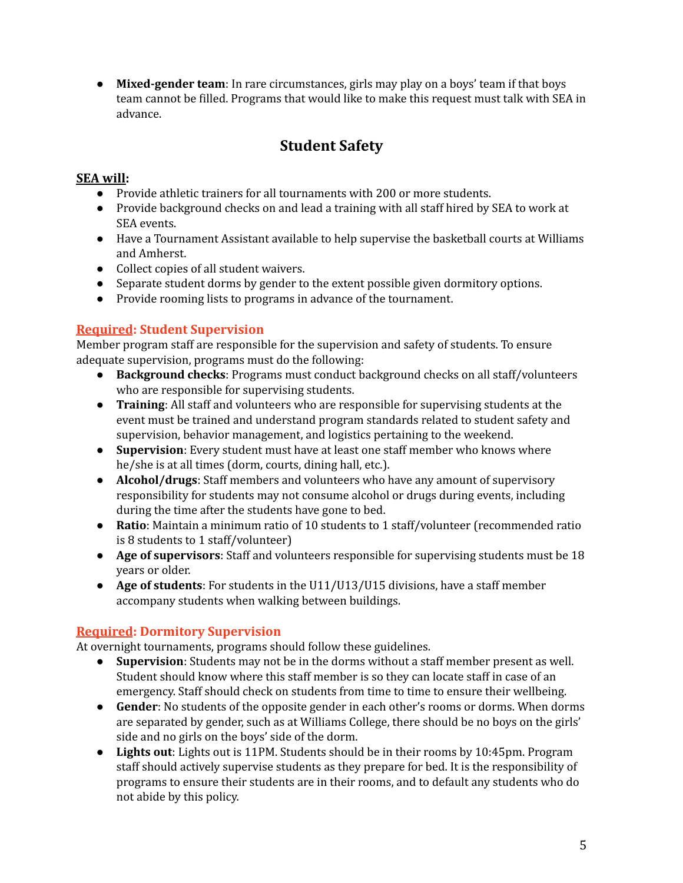- **Mixed-gender team**: In rare circumstances, girls may play on a boys' team if that boys team cannot be filled. Programs that would like to make this request must talk with SEA in advance.

## Student Safety

**SEA will:**

- Provide athletic trainers for all tournaments with 200 or more students.
- Provide background checks on and lead a training with all staff hired by SEA to work at SEA events.
- Have a Tournament Assistant available to help supervise the basketball courts at Williams and Amherst.
- Collect copies of all student waivers.
- Separate student dorms by gender to the extent possible given dormitory options.
- Provide rooming lists to programs in advance of the tournament.

### Required: Student Supervision

Member program staff are responsible for the supervision and safety of students. To ensure adequate supervision, programs must do the following:

- **Background checks**: Programs must conduct background checks on all staff/volunteers who are responsible for supervising students.
- **Training**: All staff and volunteers who are responsible for supervising students at the event must be trained and understand program standards related to student safety and supervision, behavior management, and logistics pertaining to the weekend.
- **Supervision**: Every student must have at least one staff member who knows where he/she is at all times (dorm, courts, dining hall, etc.).
- **Alcohol/drugs**: Staff members and volunteers who have any amount of supervisory responsibility for students may not consume alcohol or drugs during events, including during the time after the students have gone to bed.
- **Ratio**: Maintain a minimum ratio of 10 students to 1 staff/volunteer (recommended ratio is 8 students to 1 staff/volunteer)
- **Age of supervisors**: Staff and volunteers responsible for supervising students must be 18 years or older.
- **Age of students**: For students in the U11/U13/U15 divisions, have a staff member accompany students when walking between buildings.

### Required: Dormitory Supervision

At overnight tournaments, programs should follow these guidelines.

- **Supervision**: Students may not be in the dorms without a staff member present as well. Student should know where this staff member is so they can locate staff in case of an emergency. Staff should check on students from time to time to ensure their wellbeing.
- **Gender**: No students of the opposite gender in each other's rooms or dorms. When dorms are separated by gender, such as at Williams College, there should be no boys on the girls' side and no girls on the boys' side of the dorm.
- **Lights out**: Lights out is 11PM. Students should be in their rooms by 10:45pm. Program staff should actively supervise students as they prepare for bed. It is the responsibility of programs to ensure their students are in their rooms, and to default any students who do not abide by this policy.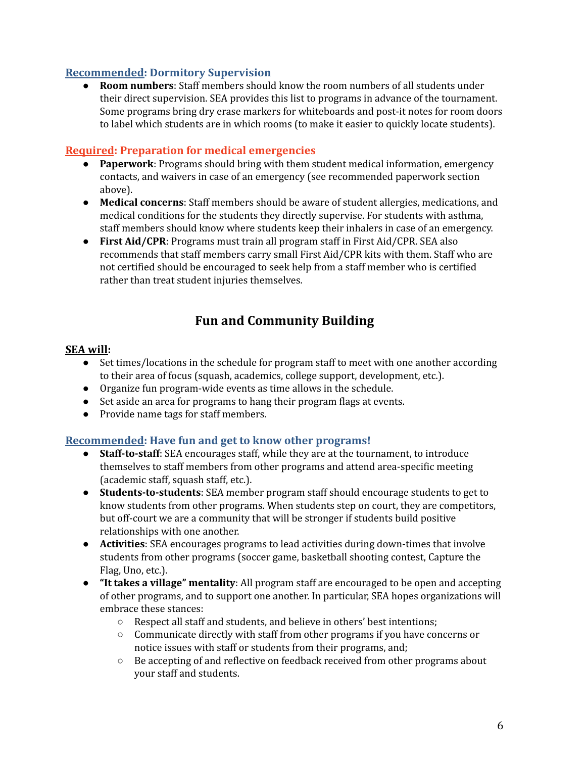### Recommended: Dormitory Supervision

- **Room numbers**: Staff members should know the room numbers of all students under their direct supervision. SEA provides this list to programs in advance of the tournament. Some programs bring dry erase markers for whiteboards and post-it notes for room doors to label which students are in which rooms (to make it easier to quickly locate students).

### Required: Preparation for medical emergencies

- **Paperwork**: Programs should bring with them student medical information, emergency contacts, and waivers in case of an emergency (see recommended paperwork section above).
- **Medical concerns**: Staff members should be aware of student allergies, medications, and medical conditions for the students they directly supervise. For students with asthma, staff members should know where students keep their inhalers in case of an emergency.
- **First Aid/CPR**: Programs must train all program staff in First Aid/CPR. SEA also recommends that staff members carry small First Aid/CPR kits with them. Staff who are not certified should be encouraged to seek help from a staff member who is certified rather than treat student injuries themselves.

## Fun and Community Building

**SEA will:**

- Set times/locations in the schedule for program staff to meet with one another according to their area of focus (squash, academics, college support, development, etc.).
- Organize fun program-wide events as time allows in the schedule.
- Set aside an area for programs to hang their program flags at events.
- Provide name tags for staff members.

### Recommended: Have fun and get to know other programs!

- **Staff-to-staff**: SEA encourages staff, while they are at the tournament, to introduce themselves to staff members from other programs and attend area-specific meeting (academic staff, squash staff, etc.).
- **Students-to-students**: SEA member program staff should encourage students to get to know students from other programs. When students step on court, they are competitors, but off-court we are a community that will be stronger if students build positive relationships with one another.
- **Activities**: SEA encourages programs to lead activities during down-times that involve students from other programs (soccer game, basketball shooting contest, Capture the Flag, Uno, etc.).
- **"It takes a village" mentality**: All program staff are encouraged to be open and accepting of other programs, and to support one another. In particular, SEA hopes organizations will embrace these stances:
  - Respect all staff and students, and believe in others' best intentions;
  - Communicate directly with staff from other programs if you have concerns or notice issues with staff or students from their programs, and;
  - Be accepting of and reflective on feedback received from other programs about your staff and students.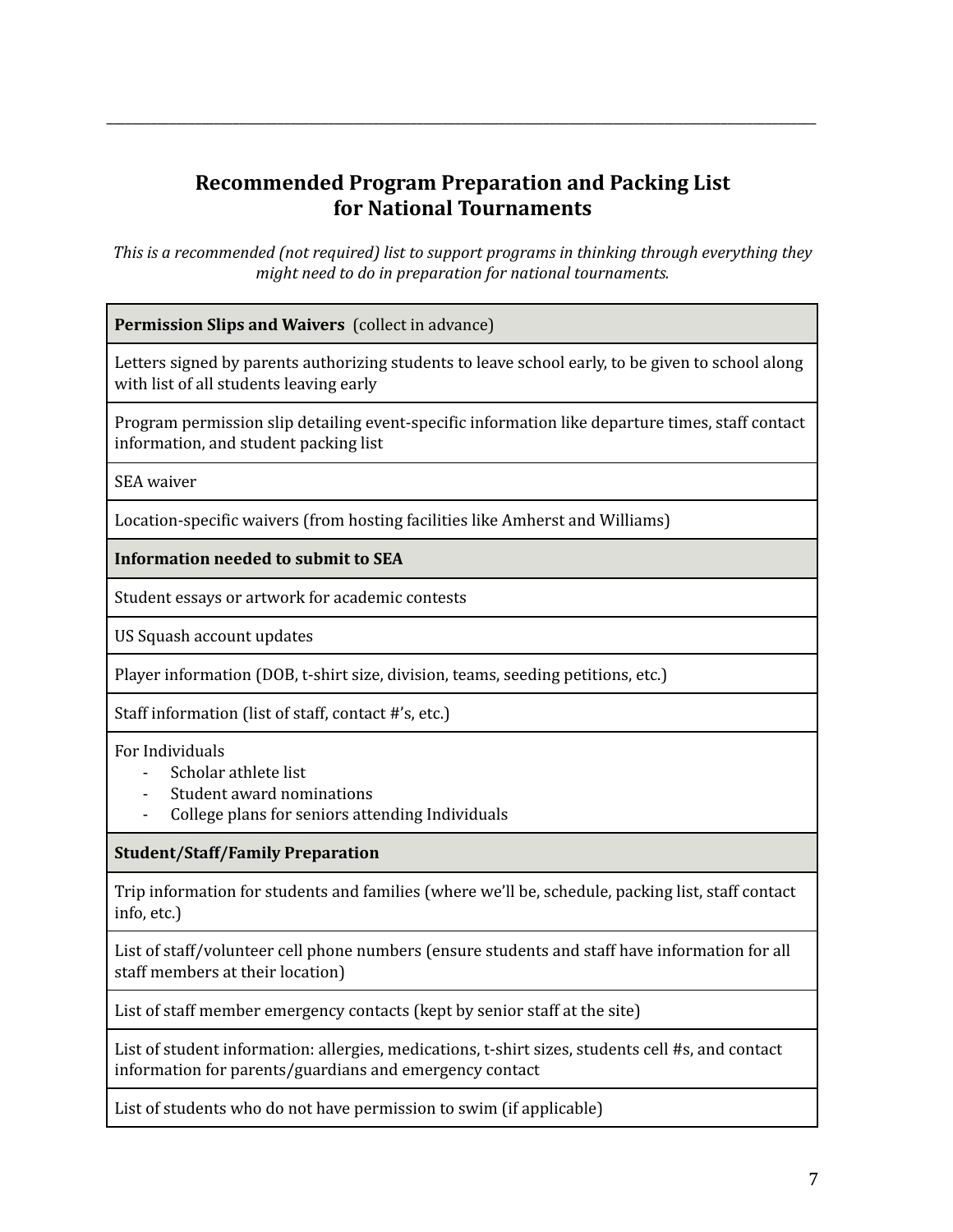## Recommended Program Preparation and Packing List for National Tournaments

*This is a recommended (not required) list to support programs in thinking through everything they might need to do in preparation for national tournaments.*

| **Permission Slips and Waivers** (collect in advance) |
|---|
| Letters signed by parents authorizing students to leave school early, to be given to school along with list of all students leaving early |
| Program permission slip detailing event-specific information like departure times, staff contact information, and student packing list |
| SEA waiver |
| Location-specific waivers (from hosting facilities like Amherst and Williams) |
| **Information needed to submit to SEA** |
| Student essays or artwork for academic contests |
| US Squash account updates |
| Player information (DOB, t-shirt size, division, teams, seeding petitions, etc.) |
| Staff information (list of staff, contact #'s, etc.) |
| For Individuals<br>- Scholar athlete list<br>- Student award nominations<br>- College plans for seniors attending Individuals |
| **Student/Staff/Family Preparation** |
| Trip information for students and families (where we'll be, schedule, packing list, staff contact info, etc.) |
| List of staff/volunteer cell phone numbers (ensure students and staff have information for all staff members at their location) |
| List of staff member emergency contacts (kept by senior staff at the site) |
| List of student information: allergies, medications, t-shirt sizes, students cell #s, and contact information for parents/guardians and emergency contact |
| List of students who do not have permission to swim (if applicable) |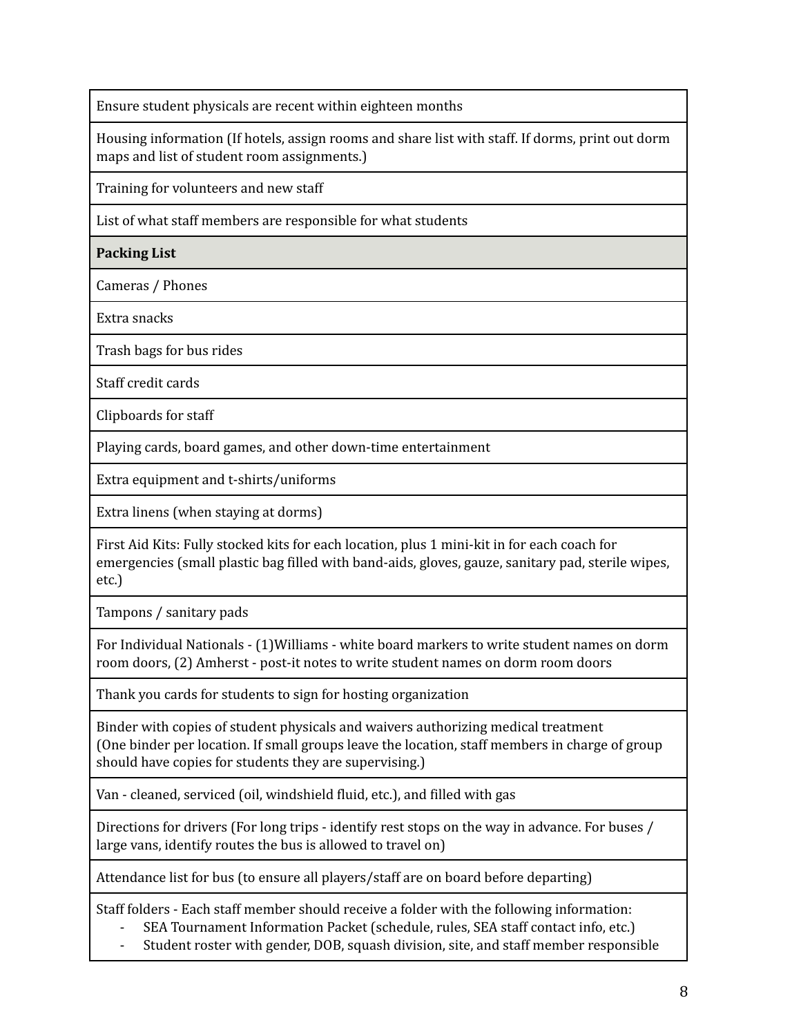| |
|---|
| Ensure student physicals are recent within eighteen months |
| Housing information (If hotels, assign rooms and share list with staff. If dorms, print out dorm maps and list of student room assignments.) |
| Training for volunteers and new staff |
| List of what staff members are responsible for what students |
| **Packing List** |
| Cameras / Phones |
| Extra snacks |
| Trash bags for bus rides |
| Staff credit cards |
| Clipboards for staff |
| Playing cards, board games, and other down-time entertainment |
| Extra equipment and t-shirts/uniforms |
| Extra linens (when staying at dorms) |
| First Aid Kits: Fully stocked kits for each location, plus 1 mini-kit in for each coach for emergencies (small plastic bag filled with band-aids, gloves, gauze, sanitary pad, sterile wipes, etc.) |
| Tampons / sanitary pads |
| For Individual Nationals - (1)Williams - white board markers to write student names on dorm room doors, (2) Amherst - post-it notes to write student names on dorm room doors |
| Thank you cards for students to sign for hosting organization |
| Binder with copies of student physicals and waivers authorizing medical treatment (One binder per location. If small groups leave the location, staff members in charge of group should have copies for students they are supervising.) |
| Van - cleaned, serviced (oil, windshield fluid, etc.), and filled with gas |
| Directions for drivers (For long trips - identify rest stops on the way in advance. For buses / large vans, identify routes the bus is allowed to travel on) |
| Attendance list for bus (to ensure all players/staff are on board before departing) |
| Staff folders - Each staff member should receive a folder with the following information:<br>- SEA Tournament Information Packet (schedule, rules, SEA staff contact info, etc.)<br>- Student roster with gender, DOB, squash division, site, and staff member responsible |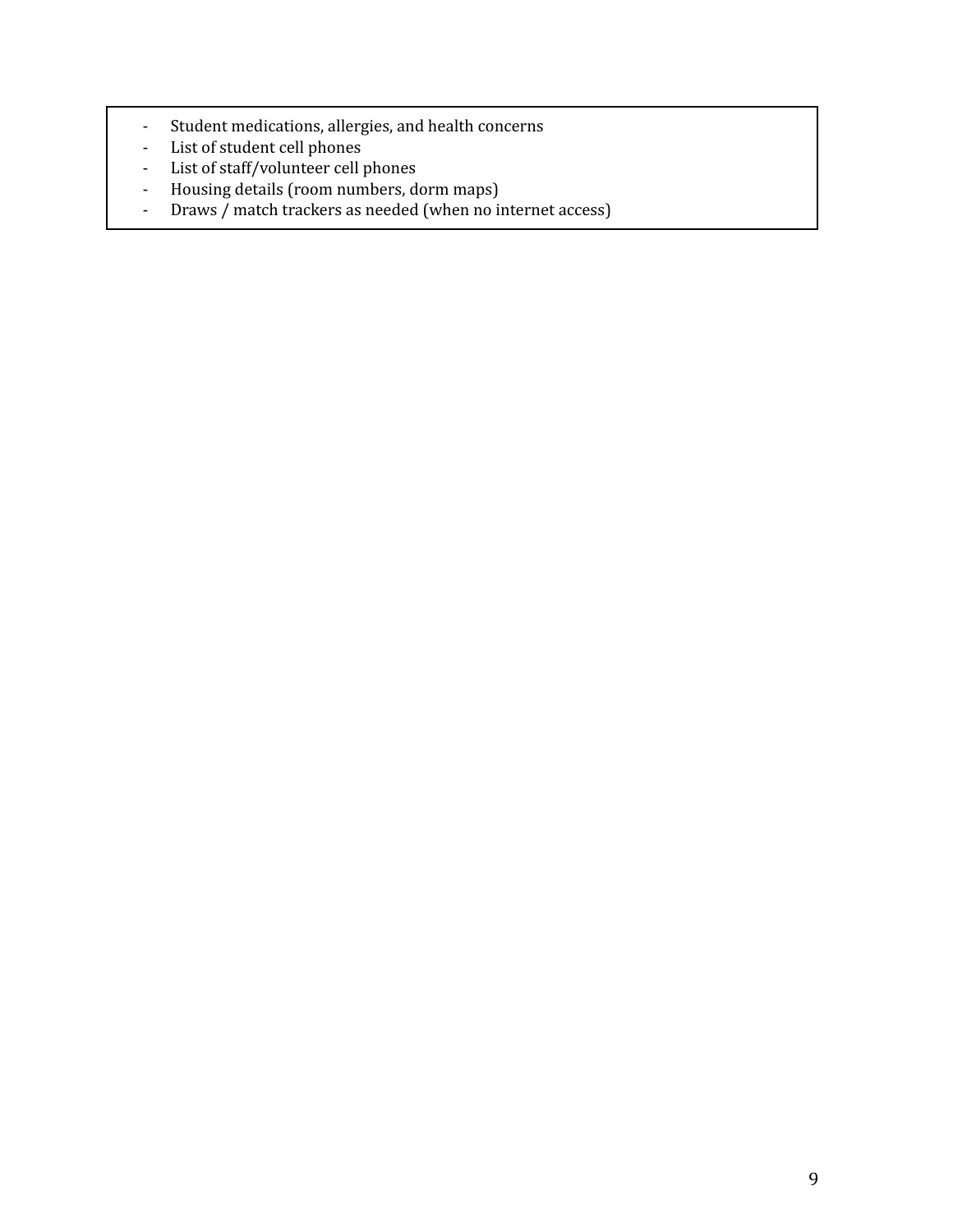- Student medications, allergies, and health concerns
- List of student cell phones
- List of staff/volunteer cell phones
- Housing details (room numbers, dorm maps)
- Draws / match trackers as needed (when no internet access)